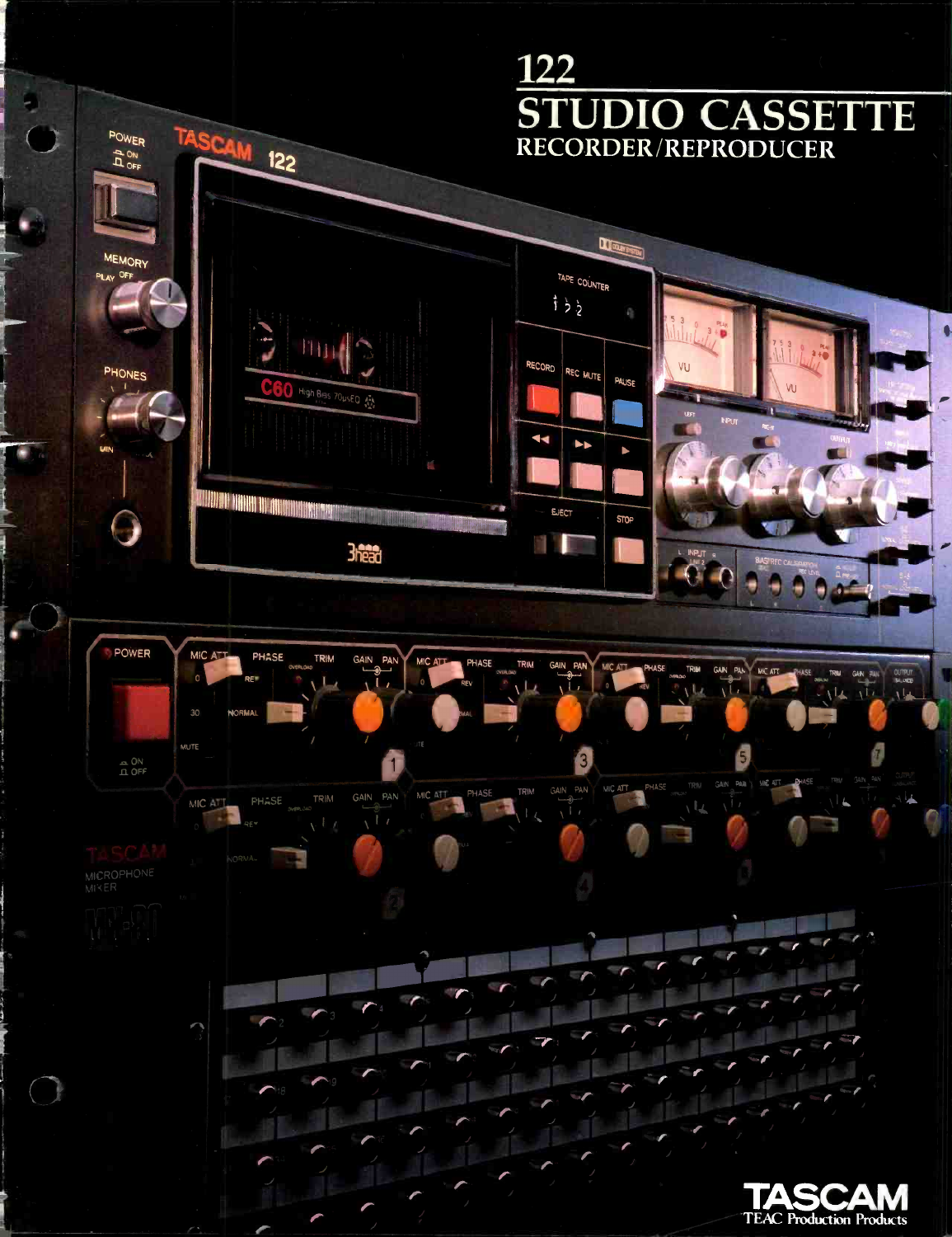# 122

## STUDIO CASSETTE

### RECORDER/REPRODUCER

TASCAM
TEAC Production Products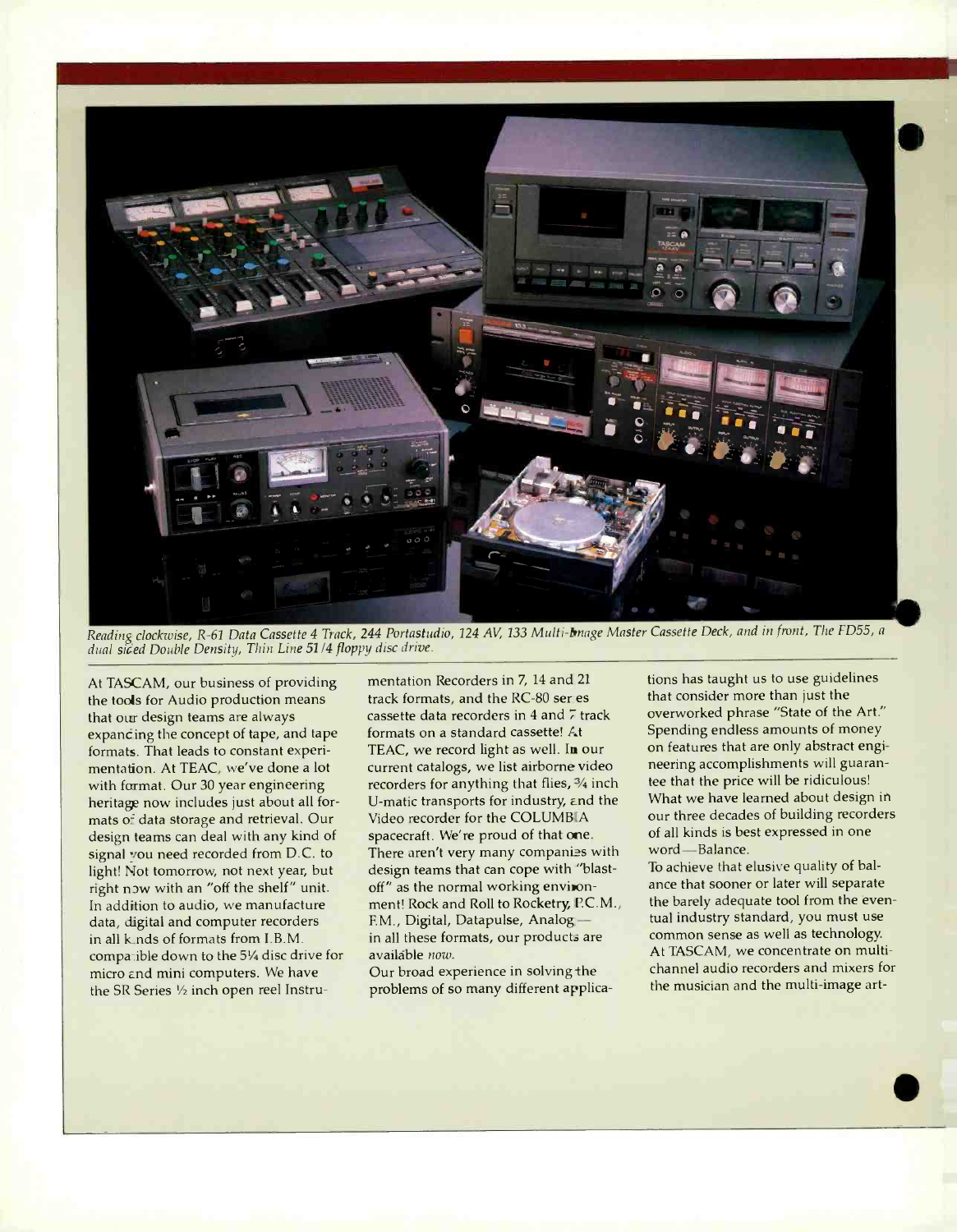*Reading clockwise, R-61 Data Cassette 4 Track, 244 Portastudio, 124 AV, 133 Multi-Image Master Cassette Deck, and in front, The FD55, a dual sided Double Density, Thin Line 51/4 floppy disc drive.*

At TASCAM, our business of providing the tools for Audio production means that our design teams are always expanding the concept of tape, and tape formats. That leads to constant experimentation. At TEAC, we've done a lot with format. Our 30 year engineering heritage now includes just about all formats of data storage and retrieval. Our design teams can deal with any kind of signal you need recorded from D.C. to light! Not tomorrow, not next year, but right now with an "off the shelf" unit. In addition to audio, we manufacture data, digital and computer recorders in all kinds of formats from I.B.M. compatible down to the 5¼ disc drive for micro and mini computers. We have the SR Series ½ inch open reel Instrumentation Recorders in 7, 14 and 21 track formats, and the RC-80 series cassette data recorders in 4 and 7 track formats on a standard cassette! At TEAC, we record light as well. In our current catalogs, we list airborne video recorders for anything that flies, ¾ inch U-matic transports for industry, and the Video recorder for the COLUMBIA spacecraft. We're proud of that one. There aren't very many companies with design teams that can cope with "blast-off" as the normal working environment! Rock and Roll to Rocketry, P.C.M., F.M., Digital, Datapulse, Analog— in all these formats, our products are available *now*.

Our broad experience in solving the problems of so many different applications has taught us to use guidelines that consider more than just the overworked phrase "State of the Art." Spending endless amounts of money on features that are only abstract engineering accomplishments will guarantee that the price will be ridiculous! What we have learned about design in our three decades of building recorders of all kinds is best expressed in one word—Balance.

To achieve that elusive quality of balance that sooner or later will separate the barely adequate tool from the eventual industry standard, you must use common sense as well as technology. At TASCAM, we concentrate on multichannel audio recorders and mixers for the musician and the multi-image art-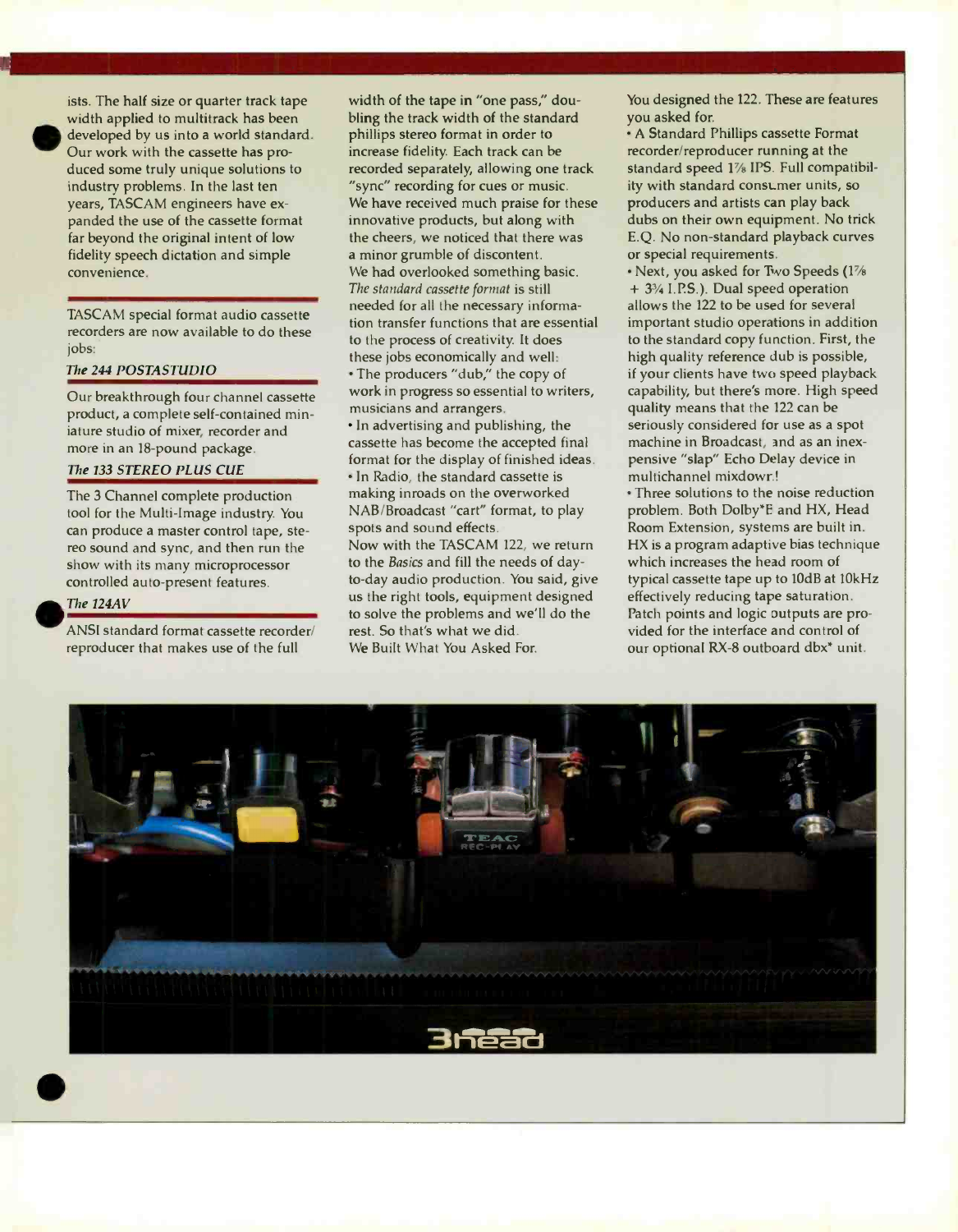ists. The half size or quarter track tape width applied to multitrack has been developed by us into a world standard. Our work with the cassette has produced some truly unique solutions to industry problems. In the last ten years, TASCAM engineers have expanded the use of the cassette format far beyond the original intent of low fidelity speech dictation and simple convenience.

TASCAM special format audio cassette recorders are now available to do these jobs:

### *The 244 POSTASTUDIO*

Our breakthrough four channel cassette product, a complete self-contained miniature studio of mixer, recorder and more in an 18-pound package.

### *The 133 STEREO PLUS CUE*

The 3 Channel complete production tool for the Multi-Image industry. You can produce a master control tape, stereo sound and sync, and then run the show with its many microprocessor controlled auto-present features.

### *The 124AV*

ANSI standard format cassette recorder/reproducer that makes use of the full width of the tape in "one pass," doubling the track width of the standard phillips stereo format in order to increase fidelity. Each track can be recorded separately, allowing one track "sync" recording for cues or music.

We have received much praise for these innovative products, but along with the cheers, we noticed that there was a minor grumble of discontent.

We had overlooked something basic. *The standard cassette format* is still needed for all the necessary information transfer functions that are essential to the process of creativity. It does these jobs economically and well:

- The producers "dub," the copy of work in progress so essential to writers, musicians and arrangers.
- In advertising and publishing, the cassette has become the accepted final format for the display of finished ideas.
- In Radio, the standard cassette is making inroads on the overworked NAB/Broadcast "cart" format, to play spots and sound effects.

Now with the TASCAM 122, we return to the *Basics* and fill the needs of day-to-day audio production. You said, give us the right tools, equipment designed to solve the problems and we'll do the rest. So that's what we did.

We Built What You Asked For.

You designed the 122. These are features you asked for.

- A Standard Phillips cassette Format recorder/reproducer running at the standard speed 1⅞ IPS. Full compatibility with standard consumer units, so producers and artists can play back dubs on their own equipment. No trick E.Q. No non-standard playback curves or special requirements.
- Next, you asked for Two Speeds (1⅞ + 3¾ I.P.S.). Dual speed operation allows the 122 to be used for several important studio operations in addition to the standard copy function. First, the high quality reference dub is possible, if your clients have two speed playback capability, but there's more. High speed quality means that the 122 can be seriously considered for use as a spot machine in Broadcast, and as an inexpensive "slap" Echo Delay device in multichannel mixdown!
- Three solutions to the noise reduction problem. Both Dolby*E and HX, Head Room Extension, systems are built in. HX is a program adaptive bias technique which increases the head room of typical cassette tape up to 10dB at 10kHz effectively reducing tape saturation. Patch points and logic outputs are provided for the interface and control of our optional RX-8 outboard dbx* unit.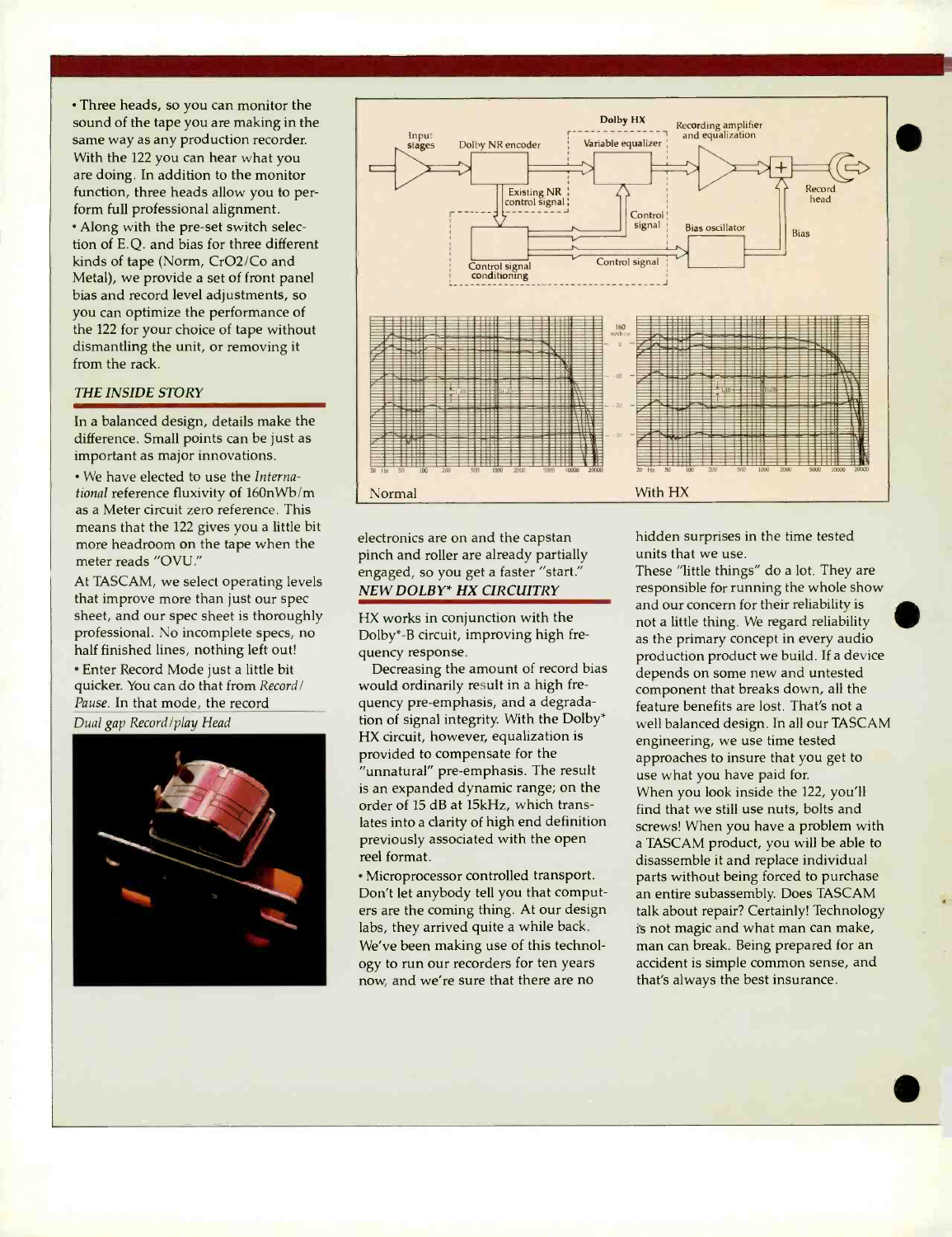• Three heads, so you can monitor the sound of the tape you are making in the same way as any production recorder. With the 122 you can hear what you are doing. In addition to the monitor function, three heads allow you to perform full professional alignment.

• Along with the pre-set switch selection of E.Q. and bias for three different kinds of tape (Norm, CrO2/Co and Metal), we provide a set of front panel bias and record level adjustments, so you can optimize the performance of the 122 for your choice of tape without dismantling the unit, or removing it from the rack.

### *THE INSIDE STORY*

In a balanced design, details make the difference. Small points can be just as important as major innovations.

• We have elected to use the *International* reference fluxivity of 160nWb/m as a Meter circuit zero reference. This means that the 122 gives you a little bit more headroom on the tape when the meter reads "OVU."

At TASCAM, we select operating levels that improve more than just our spec sheet, and our spec sheet is thoroughly professional. No incomplete specs, no half finished lines, nothing left out!

• Enter Record Mode just a little bit quicker. You can do that from *Record/Pause*. In that mode, the record electronics are on and the capstan pinch and roller are already partially engaged, so you get a faster "start."

*Dual gap Record/play Head*

Normal

With HX

### *NEW DOLBY* HX CIRCUITRY*

HX works in conjunction with the Dolby*-B circuit, improving high frequency response.

Decreasing the amount of record bias would ordinarily result in a high frequency pre-emphasis, and a degradation of signal integrity. With the Dolby* HX circuit, however, equalization is provided to compensate for the "unnatural" pre-emphasis. The result is an expanded dynamic range; on the order of 15 dB at 15kHz, which translates into a clarity of high end definition previously associated with the open reel format.

• Microprocessor controlled transport. Don't let anybody tell you that computers are the coming thing. At our design labs, they arrived quite a while back. We've been making use of this technology to run our recorders for ten years now, and we're sure that there are no hidden surprises in the time tested units that we use.

These "little things" do a lot. They are responsible for running the whole show and our concern for their reliability is not a little thing. We regard reliability as the primary concept in every audio production product we build. If a device depends on some new and untested component that breaks down, all the feature benefits are lost. That's not a well balanced design. In all our TASCAM engineering, we use time tested approaches to insure that you get to use what you have paid for.

When you look inside the 122, you'll find that we still use nuts, bolts and screws! When you have a problem with a TASCAM product, you will be able to disassemble it and replace individual parts without being forced to purchase an entire subassembly. Does TASCAM talk about repair? Certainly! Technology is not magic and what man can make, man can break. Being prepared for an accident is simple common sense, and that's always the best insurance.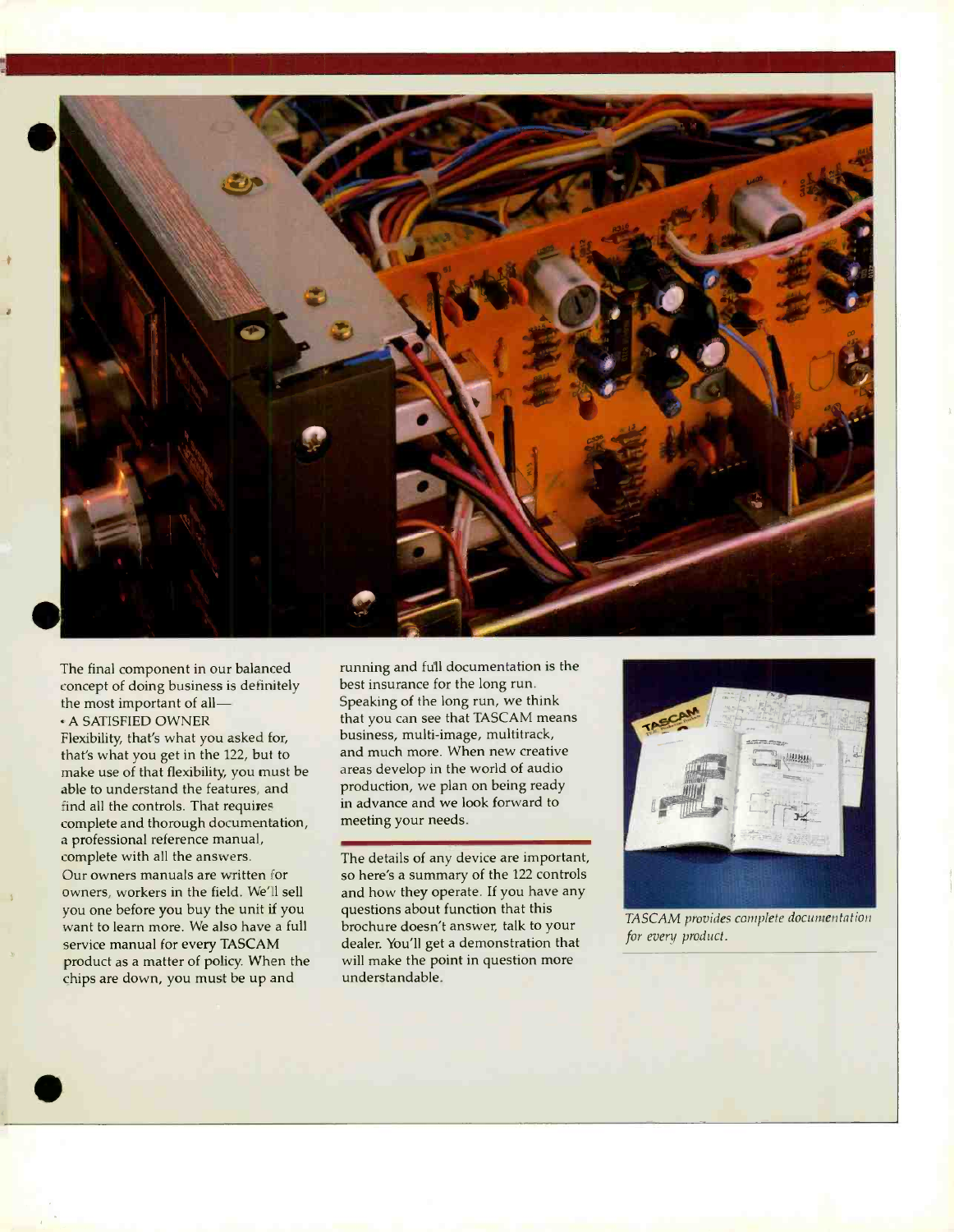The final component in our balanced concept of doing business is definitely the most important of all—

• A SATISFIED OWNER

Flexibility, that's what you asked for, that's what you get in the 122, but to make use of that flexibility, you must be able to understand the features, and find all the controls. That requires complete and thorough documentation, a professional reference manual, complete with all the answers.

Our owners manuals are written for owners, workers in the field. We'll sell you one before you buy the unit if you want to learn more. We also have a full service manual for every TASCAM product as a matter of policy. When the chips are down, you must be up and running and full documentation is the best insurance for the long run. Speaking of the long run, we think that you can see that TASCAM means business, multi-image, multitrack, and much more. When new creative areas develop in the world of audio production, we plan on being ready in advance and we look forward to meeting your needs.

The details of any device are important, so here's a summary of the 122 controls and how they operate. If you have any questions about function that this brochure doesn't answer, talk to your dealer. You'll get a demonstration that will make the point in question more understandable.

*TASCAM provides complete documentation for every product.*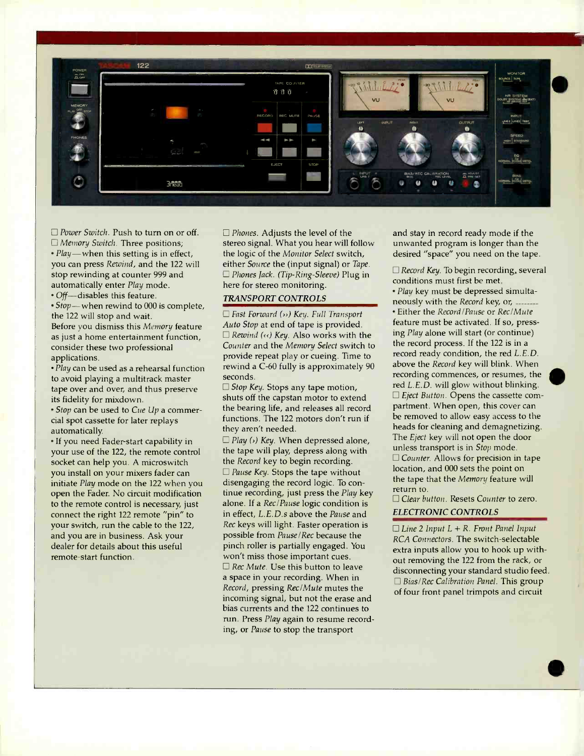☐ *Power Switch*. Push to turn on or off.
☐ *Memory Switch*. Three positions;
• *Play*—when this setting is in effect, you can press *Rewind*, and the 122 will stop rewinding at counter 999 and automatically enter *Play* mode.
• *Off*—disables this feature.
• *Stop*—when rewind to 000 is complete, the 122 will stop and wait.

Before you dismiss this *Memory* feature as just a home entertainment function, consider these two professional applications.

• *Play* can be used as a rehearsal function to avoid playing a multitrack master tape over and over, and thus preserve its fidelity for mixdown.
• *Stop* can be used to *Cue Up* a commercial spot cassette for later replays automatically.
• If you need Fader-start capability in your use of the 122, the remote control socket can help you. A microswitch you install on your mixers fader can initiate *Play* mode on the 122 when you open the Fader. No circuit modification to the remote control is necessary, just connect the right 122 remote "pin" to your switch, run the cable to the 122, and you are in business. Ask your dealer for details about this useful remote-start function.

☐ *Phones*. Adjusts the level of the stereo signal. What you hear will follow the logic of the *Monitor Select* switch, either *Source* the (input signal) or *Tape*.
☐ *Phones Jack. (Tip-Ring-Sleeve)* Plug in here for stereo monitoring.

## TRANSPORT CONTROLS

☐ *Fast Forward (››) Key. Full Transport Auto Stop* at end of tape is provided.
☐ *Rewind (‹‹) Key*. Also works with the *Counter* and the *Memory Select* switch to provide repeat play or cueing. Time to rewind a C-60 fully is approximately 90 seconds.
☐ *Stop Key*. Stops any tape motion, shuts off the capstan motor to extend the bearing life, and releases all record functions. The 122 motors don't run if they aren't needed.
☐ *Play (›) Key*. When depressed alone, the tape will play, depress along with the *Record* key to begin recording.
☐ *Pause Key*. Stops the tape without disengaging the record logic. To continue recording, just press the *Play* key alone. If a *Rec/Pause* logic condition is in effect, *L.E.D.s* above the *Pause* and *Rec* keys will light. Faster operation is possible from *Pause/Rec* because the pinch roller is partially engaged. You won't miss those important cues.
☐ *Rec Mute*. Use this button to leave a space in your recording. When in *Record*, pressing *Rec/Mute* mutes the incoming signal, but not the erase and bias currents and the 122 continues to run. Press *Play* again to resume recording, or *Pause* to stop the transport and stay in record ready mode if the unwanted program is longer than the desired "space" you need on the tape.

☐ *Record Key*. To begin recording, several conditions must first be met.
• *Play* key must be depressed simultaneously with the *Record* key, or,
• Either the *Record/Pause* or *Rec/Mute* feature must be activated. If so, pressing *Play* alone will start (or continue) the record process. If the 122 is in a record ready condition, the red *L.E.D.* above the *Record* key will blink. When recording commences, or resumes, the red *L.E.D.* will glow without blinking.
☐ *Eject Button*. Opens the cassette compartment. When open, this cover can be removed to allow easy access to the heads for cleaning and demagnetizing. The *Eject* key will not open the door unless transport is in *Stop* mode.
☐ *Counter*. Allows for precision in tape location, and 000 sets the point on the tape that the *Memory* feature will return to.
☐ *Clear button*. Resets *Counter* to zero.

## ELECTRONIC CONTROLS

☐ *Line 2 Input L + R. Front Panel Input RCA Connectors*. The switch-selectable extra inputs allow you to hook up without removing the 122 from the rack, or disconnecting your standard studio feed.
☐ *Bias/Rec Calibration Panel*. This group of four front panel trimpots and circuit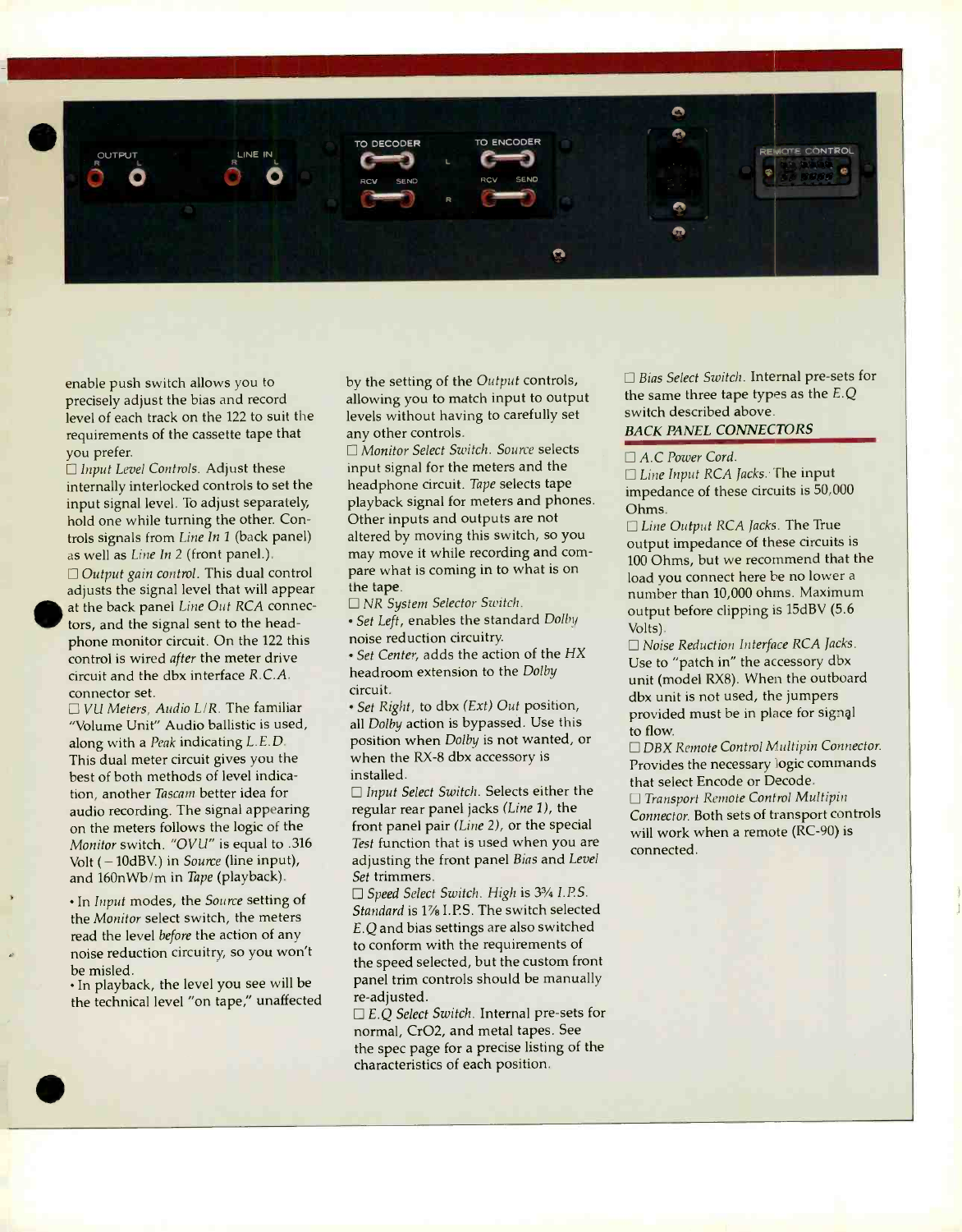enable push switch allows you to precisely adjust the bias and record level of each track on the 122 to suit the requirements of the cassette tape that you prefer.

☐ *Input Level Controls.* Adjust these internally interlocked controls to set the input signal level. To adjust separately, hold one while turning the other. Controls signals from *Line In 1* (back panel) as well as *Line In 2* (front panel.).

☐ *Output gain control.* This dual control adjusts the signal level that will appear at the back panel *Line Out RCA* connectors, and the signal sent to the headphone monitor circuit. On the 122 this control is wired *after* the meter drive circuit and the dbx interface *R.C.A.* connector set.

☐ *VU Meters, Audio L/R.* The familiar "Volume Unit" Audio ballistic is used, along with a *Peak* indicating *L.E.D.* This dual meter circuit gives you the best of both methods of level indication, another *Tascam* better idea for audio recording. The signal appearing on the meters follows the logic of the *Monitor* switch. *"OVU"* is equal to .316 Volt (−10dBV.) in *Source* (line input), and 160nWb/m in *Tape* (playback).

• In *Input* modes, the *Source* setting of the *Monitor* select switch, the meters read the level *before* the action of any noise reduction circuitry, so you won't be misled.

• In playback, the level you see will be the technical level "on tape," unaffected by the setting of the *Output* controls, allowing you to match input to output levels without having to carefully set any other controls.

☐ *Monitor Select Switch. Source* selects input signal for the meters and the headphone circuit. *Tape* selects tape playback signal for meters and phones. Other inputs and outputs are not altered by moving this switch, so you may move it while recording and compare what is coming in to what is on the tape.

☐ *NR System Selector Switch.*

• *Set Left*, enables the standard *Dolby* noise reduction circuitry.

• *Set Center*, adds the action of the *HX* headroom extension to the *Dolby* circuit.

• *Set Right*, to dbx *(Ext) Out* position, all *Dolby* action is bypassed. Use this position when *Dolby* is not wanted, or when the RX-8 dbx accessory is installed.

☐ *Input Select Switch.* Selects either the regular rear panel jacks *(Line 1)*, the front panel pair *(Line 2)*, or the special *Test* function that is used when you are adjusting the front panel *Bias* and *Level Set* trimmers.

☐ *Speed Select Switch. High* is 3¾ I.P.S. *Standard* is 1⅞ I.P.S. The switch selected *E.Q* and bias settings are also switched to conform with the requirements of the speed selected, but the custom front panel trim controls should be manually re-adjusted.

☐ *E.Q Select Switch.* Internal pre-sets for normal, CrO2, and metal tapes. See the spec page for a precise listing of the characteristics of each position.

☐ *Bias Select Switch.* Internal pre-sets for the same three tape types as the *E.Q* switch described above.

## BACK PANEL CONNECTORS

☐ *A.C Power Cord.*

☐ *Line Input RCA Jacks.* The input impedance of these circuits is 50,000 Ohms.

☐ *Line Output RCA Jacks.* The True output impedance of these circuits is 100 Ohms, but we recommend that the load you connect here be no lower a number than 10,000 ohms. Maximum output before clipping is 15dBV (5.6 Volts).

☐ *Noise Reduction Interface RCA Jacks.* Use to "patch in" the accessory dbx unit (model RX8). When the outboard dbx unit is not used, the jumpers provided must be in place for signal to flow.

☐ *DBX Remote Control Multipin Connector.* Provides the necessary logic commands that select Encode or Decode.

☐ *Transport Remote Control Multipin Connector.* Both sets of transport controls will work when a remote (RC-90) is connected.